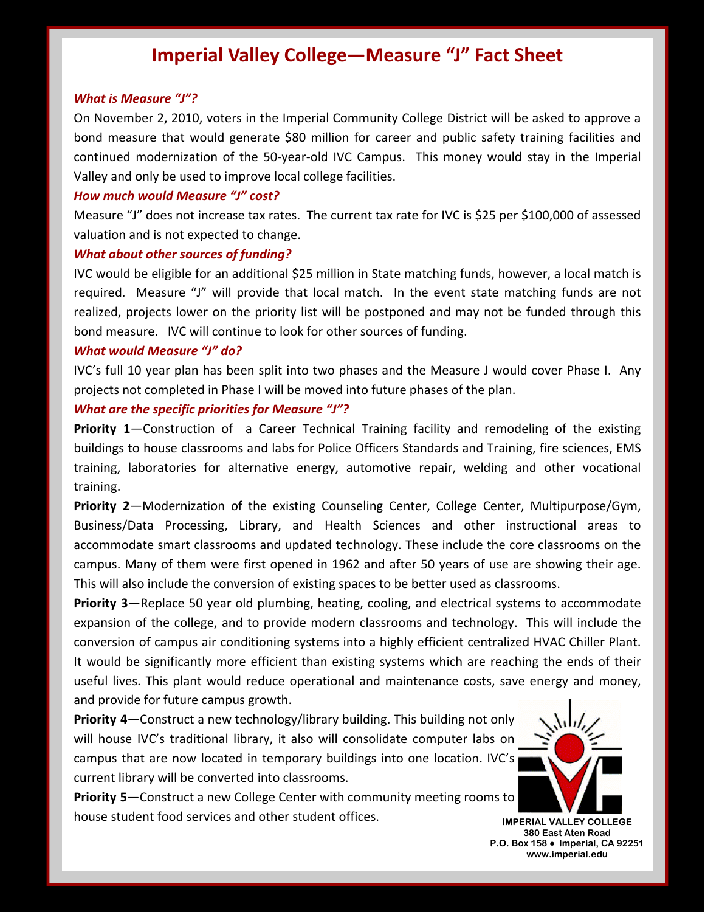# Imperial Valley College—Measure "J" Fact Sheet

### *What is Measure "J"?*

On November 2, 2010, voters in the Imperial Community College District will be asked to approve a bond measure that would generate $80 million for career and public safety training facilities and continued modernization of the 50-year-old IVC Campus. This money would stay in the Imperial Valley and only be used to improve local college facilities.

### *How much would Measure "J" cost?*

Measure "J" does not increase tax rates. The current tax rate for IVC is $25 per $100,000 of assessed valuation and is not expected to change.

### *What about other sources of funding?*

IVC would be eligible for an additional $25 million in State matching funds, however, a local match is required. Measure "J" will provide that local match. In the event state matching funds are not realized, projects lower on the priority list will be postponed and may not be funded through this bond measure. IVC will continue to look for other sources of funding.

### *What would Measure "J" do?*

IVC's full 10 year plan has been split into two phases and the Measure J would cover Phase I. Any projects not completed in Phase I will be moved into future phases of the plan.

### *What are the specific priorities for Measure "J"?*

**Priority 1**—Construction of a Career Technical Training facility and remodeling of the existing buildings to house classrooms and labs for Police Officers Standards and Training, fire sciences, EMS training, laboratories for alternative energy, automotive repair, welding and other vocational training.

**Priority 2**—Modernization of the existing Counseling Center, College Center, Multipurpose/Gym, Business/Data Processing, Library, and Health Sciences and other instructional areas to accommodate smart classrooms and updated technology. These include the core classrooms on the campus. Many of them were first opened in 1962 and after 50 years of use are showing their age. This will also include the conversion of existing spaces to be better used as classrooms.

**Priority 3**—Replace 50 year old plumbing, heating, cooling, and electrical systems to accommodate expansion of the college, and to provide modern classrooms and technology. This will include the conversion of campus air conditioning systems into a highly efficient centralized HVAC Chiller Plant. It would be significantly more efficient than existing systems which are reaching the ends of their useful lives. This plant would reduce operational and maintenance costs, save energy and money, and provide for future campus growth.

**Priority 4**—Construct a new technology/library building. This building not only will house IVC's traditional library, it also will consolidate computer labs on campus that are now located in temporary buildings into one location. IVC's current library will be converted into classrooms.

**Priority 5**—Construct a new College Center with community meeting rooms to house student food services and other student offices.

**IMPERIAL VALLEY COLLEGE**
**380 East Aten Road**
**P.O. Box 158 • Imperial, CA 92251**
**www.imperial.edu**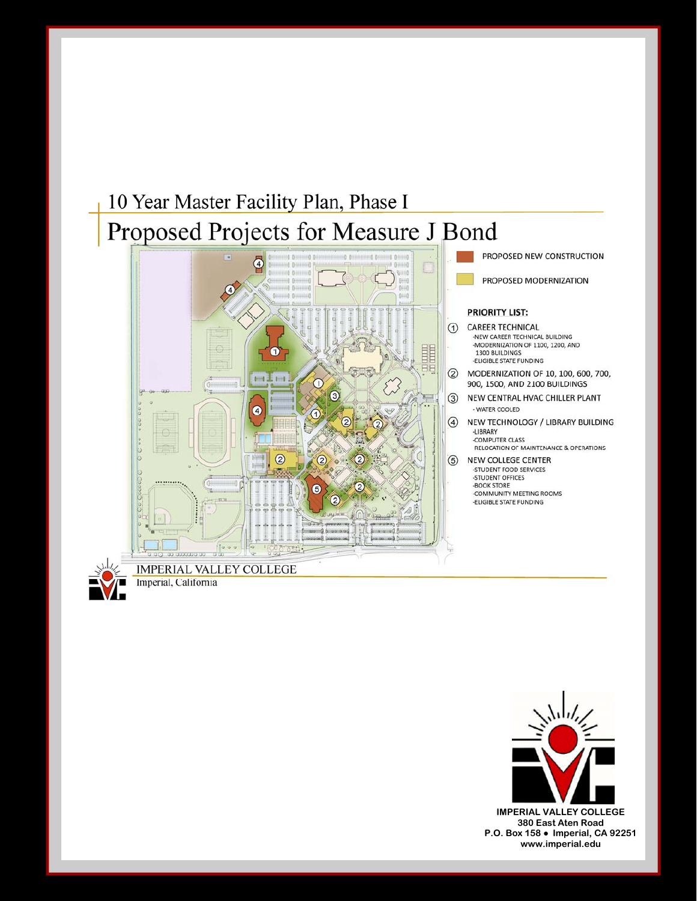10 Year Master Facility Plan, Phase I

# Proposed Projects for Measure J Bond

PROPOSED NEW CONSTRUCTION

PROPOSED MODERNIZATION

**PRIORITY LIST:**

1. CAREER TECHNICAL
   - -NEW CAREER TECHNICAL BUILDING
   - -MODERNIZATION OF 1100, 1200, AND 1300 BUILDINGS
   - -ELIGIBLE STATE FUNDING
2. MODERNIZATION OF 10, 100, 600, 700, 900, 1500, AND 2100 BUILDINGS
3. NEW CENTRAL HVAC CHILLER PLANT
   - - WATER COOLED
4. NEW TECHNOLOGY / LIBRARY BUILDING
   - -LIBRARY
   - -COMPUTER CLASS
   - RELOCATION OF MAINTENANCE & OPERATIONS
5. NEW COLLEGE CENTER
   - -STUDENT FOOD SERVICES
   - -STUDENT OFFICES
   - -BOOK STORE
   - -COMMUNITY MEETING ROOMS
   - -ELIGIBLE STATE FUNDING

IMPERIAL VALLEY COLLEGE
Imperial, California

**IMPERIAL VALLEY COLLEGE**
**380 East Aten Road**
**P.O. Box 158 • Imperial, CA 92251**
**www.imperial.edu**